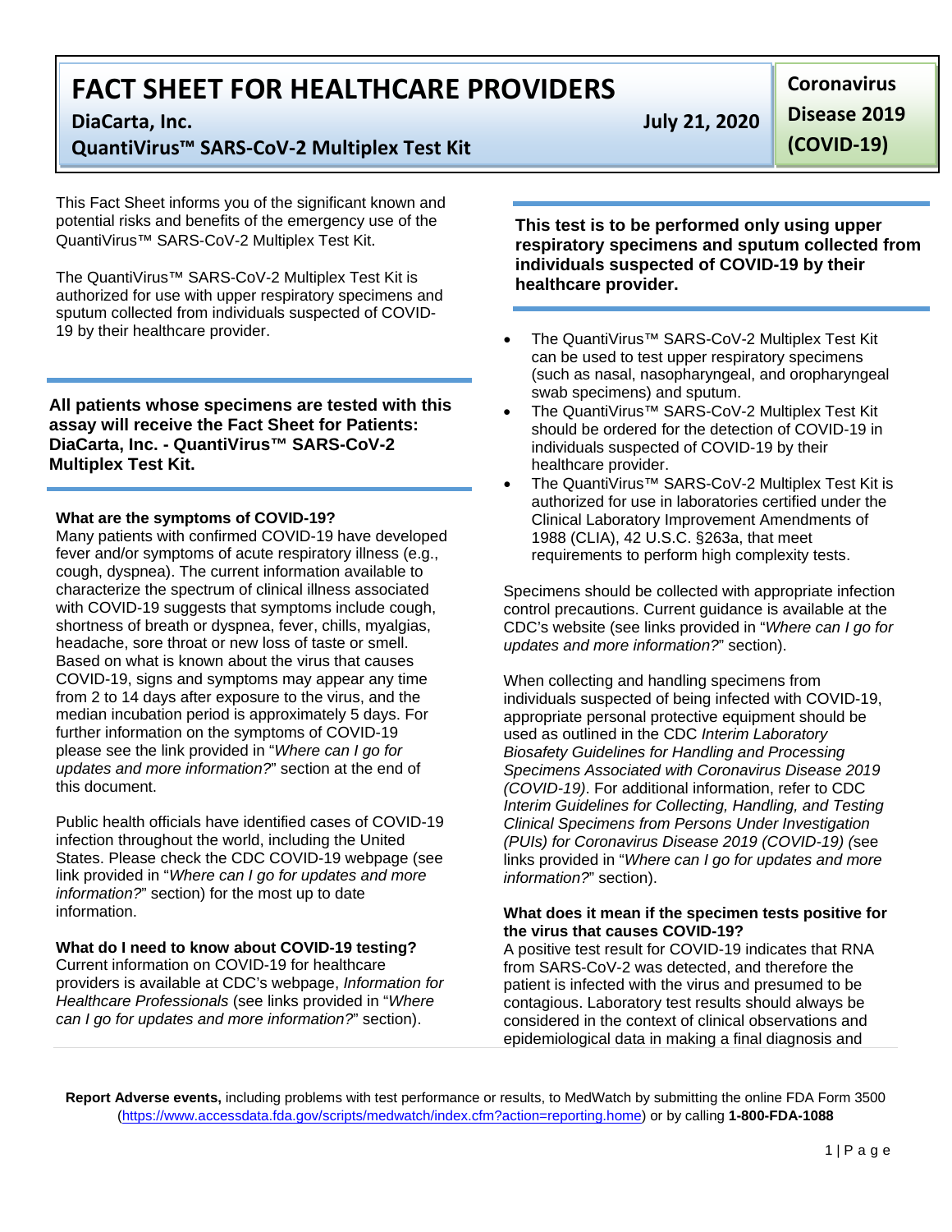# FACT SHEET FOR HEALTHCARE PROVIDERS

**DiaCarta, Inc.**

**QuantiVirus™ SARS-CoV-2 Multiplex Test Kit**

**July 21, 2020**

**Coronavirus Disease 2019 (COVID-19)**

This Fact Sheet informs you of the significant known and potential risks and benefits of the emergency use of the QuantiVirus™ SARS-CoV-2 Multiplex Test Kit.

The QuantiVirus™ SARS-CoV-2 Multiplex Test Kit is authorized for use with upper respiratory specimens and sputum collected from individuals suspected of COVID-19 by their healthcare provider.

**All patients whose specimens are tested with this assay will receive the Fact Sheet for Patients: DiaCarta, Inc. - QuantiVirus™ SARS-CoV-2 Multiplex Test Kit.**

**What are the symptoms of COVID-19?**

Many patients with confirmed COVID-19 have developed fever and/or symptoms of acute respiratory illness (e.g., cough, dyspnea). The current information available to characterize the spectrum of clinical illness associated with COVID-19 suggests that symptoms include cough, shortness of breath or dyspnea, fever, chills, myalgias, headache, sore throat or new loss of taste or smell. Based on what is known about the virus that causes COVID-19, signs and symptoms may appear any time from 2 to 14 days after exposure to the virus, and the median incubation period is approximately 5 days. For further information on the symptoms of COVID-19 please see the link provided in "*Where can I go for updates and more information?*" section at the end of this document.

Public health officials have identified cases of COVID-19 infection throughout the world, including the United States. Please check the CDC COVID-19 webpage (see link provided in "*Where can I go for updates and more information?*" section) for the most up to date information.

**What do I need to know about COVID-19 testing?**

Current information on COVID-19 for healthcare providers is available at CDC's webpage, *Information for Healthcare Professionals* (see links provided in "*Where can I go for updates and more information?*" section).

**This test is to be performed only using upper respiratory specimens and sputum collected from individuals suspected of COVID-19 by their healthcare provider.**

- The QuantiVirus™ SARS-CoV-2 Multiplex Test Kit can be used to test upper respiratory specimens (such as nasal, nasopharyngeal, and oropharyngeal swab specimens) and sputum.
- The QuantiVirus™ SARS-CoV-2 Multiplex Test Kit should be ordered for the detection of COVID-19 in individuals suspected of COVID-19 by their healthcare provider.
- The QuantiVirus™ SARS-CoV-2 Multiplex Test Kit is authorized for use in laboratories certified under the Clinical Laboratory Improvement Amendments of 1988 (CLIA), 42 U.S.C. §263a, that meet requirements to perform high complexity tests.

Specimens should be collected with appropriate infection control precautions. Current guidance is available at the CDC's website (see links provided in "*Where can I go for updates and more information?*" section).

When collecting and handling specimens from individuals suspected of being infected with COVID-19, appropriate personal protective equipment should be used as outlined in the CDC *Interim Laboratory Biosafety Guidelines for Handling and Processing Specimens Associated with Coronavirus Disease 2019 (COVID-19)*. For additional information, refer to CDC *Interim Guidelines for Collecting, Handling, and Testing Clinical Specimens from Persons Under Investigation (PUIs) for Coronavirus Disease 2019 (COVID-19)* (see links provided in "*Where can I go for updates and more information?*" section).

**What does it mean if the specimen tests positive for the virus that causes COVID-19?**

A positive test result for COVID-19 indicates that RNA from SARS-CoV-2 was detected, and therefore the patient is infected with the virus and presumed to be contagious. Laboratory test results should always be considered in the context of clinical observations and epidemiological data in making a final diagnosis and

**Report Adverse events,** including problems with test performance or results, to MedWatch by submitting the online FDA Form 3500 (https://www.accessdata.fda.gov/scripts/medwatch/index.cfm?action=reporting.home) or by calling **1-800-FDA-1088**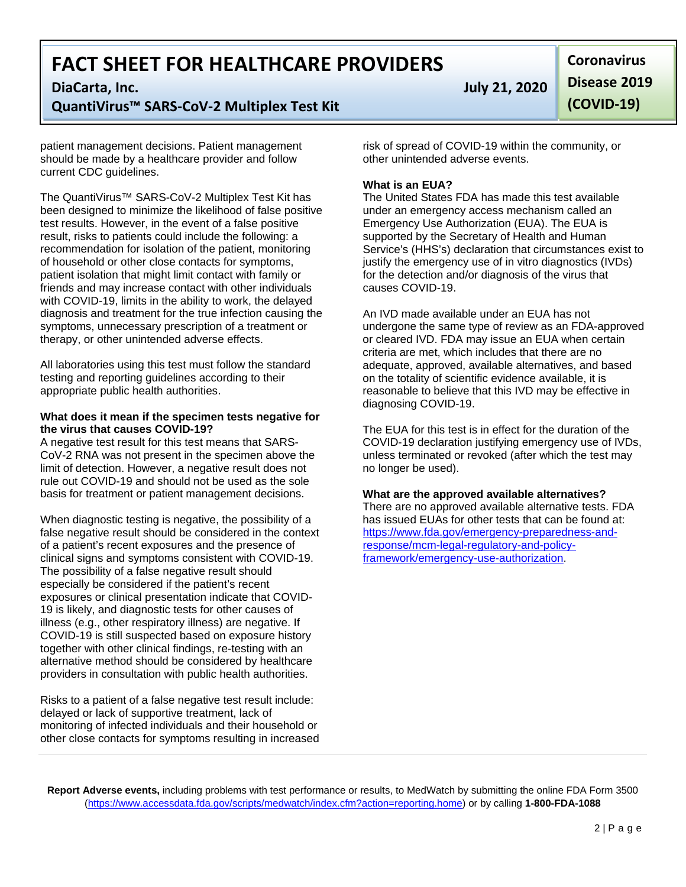patient management decisions. Patient management should be made by a healthcare provider and follow current CDC guidelines.

The QuantiVirus™ SARS-CoV-2 Multiplex Test Kit has been designed to minimize the likelihood of false positive test results. However, in the event of a false positive result, risks to patients could include the following: a recommendation for isolation of the patient, monitoring of household or other close contacts for symptoms, patient isolation that might limit contact with family or friends and may increase contact with other individuals with COVID-19, limits in the ability to work, the delayed diagnosis and treatment for the true infection causing the symptoms, unnecessary prescription of a treatment or therapy, or other unintended adverse effects.

All laboratories using this test must follow the standard testing and reporting guidelines according to their appropriate public health authorities.

**What does it mean if the specimen tests negative for the virus that causes COVID-19?**

A negative test result for this test means that SARS-CoV-2 RNA was not present in the specimen above the limit of detection. However, a negative result does not rule out COVID-19 and should not be used as the sole basis for treatment or patient management decisions.

When diagnostic testing is negative, the possibility of a false negative result should be considered in the context of a patient's recent exposures and the presence of clinical signs and symptoms consistent with COVID-19. The possibility of a false negative result should especially be considered if the patient's recent exposures or clinical presentation indicate that COVID-19 is likely, and diagnostic tests for other causes of illness (e.g., other respiratory illness) are negative. If COVID-19 is still suspected based on exposure history together with other clinical findings, re-testing with an alternative method should be considered by healthcare providers in consultation with public health authorities.

Risks to a patient of a false negative test result include: delayed or lack of supportive treatment, lack of monitoring of infected individuals and their household or other close contacts for symptoms resulting in increased risk of spread of COVID-19 within the community, or other unintended adverse events.

**What is an EUA?**

The United States FDA has made this test available under an emergency access mechanism called an Emergency Use Authorization (EUA). The EUA is supported by the Secretary of Health and Human Service's (HHS's) declaration that circumstances exist to justify the emergency use of in vitro diagnostics (IVDs) for the detection and/or diagnosis of the virus that causes COVID-19.

An IVD made available under an EUA has not undergone the same type of review as an FDA-approved or cleared IVD. FDA may issue an EUA when certain criteria are met, which includes that there are no adequate, approved, available alternatives, and based on the totality of scientific evidence available, it is reasonable to believe that this IVD may be effective in diagnosing COVID-19.

The EUA for this test is in effect for the duration of the COVID-19 declaration justifying emergency use of IVDs, unless terminated or revoked (after which the test may no longer be used).

**What are the approved available alternatives?**

There are no approved available alternative tests. FDA has issued EUAs for other tests that can be found at: https://www.fda.gov/emergency-preparedness-and-response/mcm-legal-regulatory-and-policy-framework/emergency-use-authorization.

**Report Adverse events,** including problems with test performance or results, to MedWatch by submitting the online FDA Form 3500 (https://www.accessdata.fda.gov/scripts/medwatch/index.cfm?action=reporting.home) or by calling **1-800-FDA-1088**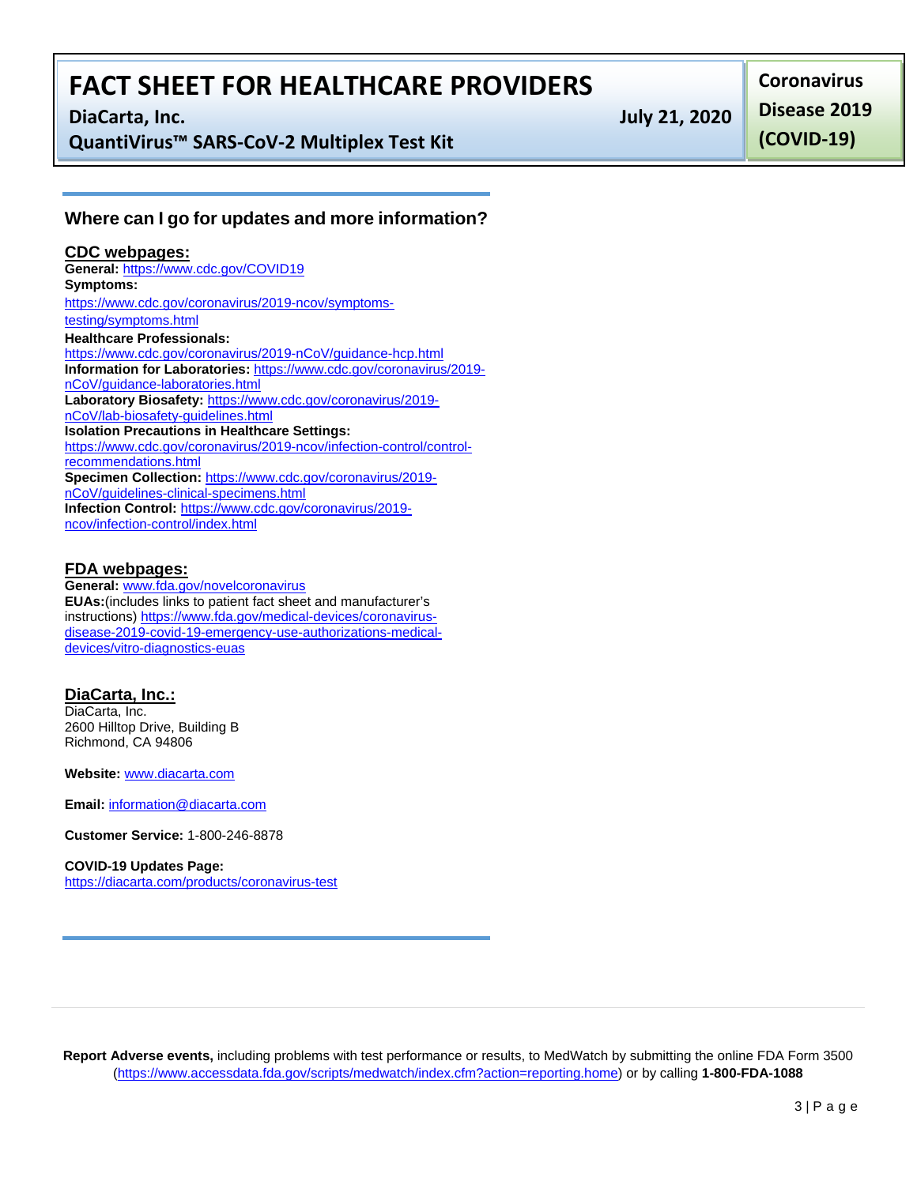## Where can I go for updates and more information?

### CDC webpages:

**General:** https://www.cdc.gov/COVID19
**Symptoms:**
https://www.cdc.gov/coronavirus/2019-ncov/symptoms-testing/symptoms.html
**Healthcare Professionals:**
https://www.cdc.gov/coronavirus/2019-nCoV/guidance-hcp.html
**Information for Laboratories:** https://www.cdc.gov/coronavirus/2019-nCoV/guidance-laboratories.html
**Laboratory Biosafety:** https://www.cdc.gov/coronavirus/2019-nCoV/lab-biosafety-guidelines.html
**Isolation Precautions in Healthcare Settings:**
https://www.cdc.gov/coronavirus/2019-ncov/infection-control/control-recommendations.html
**Specimen Collection:** https://www.cdc.gov/coronavirus/2019-nCoV/guidelines-clinical-specimens.html
**Infection Control:** https://www.cdc.gov/coronavirus/2019-ncov/infection-control/index.html

### FDA webpages:

**General:** www.fda.gov/novelcoronavirus
**EUAs:**(includes links to patient fact sheet and manufacturer's instructions) https://www.fda.gov/medical-devices/coronavirus-disease-2019-covid-19-emergency-use-authorizations-medical-devices/vitro-diagnostics-euas

### DiaCarta, Inc.:

DiaCarta, Inc.
2600 Hilltop Drive, Building B
Richmond, CA 94806

**Website:** www.diacarta.com

**Email:** information@diacarta.com

**Customer Service:** 1-800-246-8878

**COVID-19 Updates Page:**
https://diacarta.com/products/coronavirus-test

**Report Adverse events,** including problems with test performance or results, to MedWatch by submitting the online FDA Form 3500 (https://www.accessdata.fda.gov/scripts/medwatch/index.cfm?action=reporting.home) or by calling **1-800-FDA-1088**